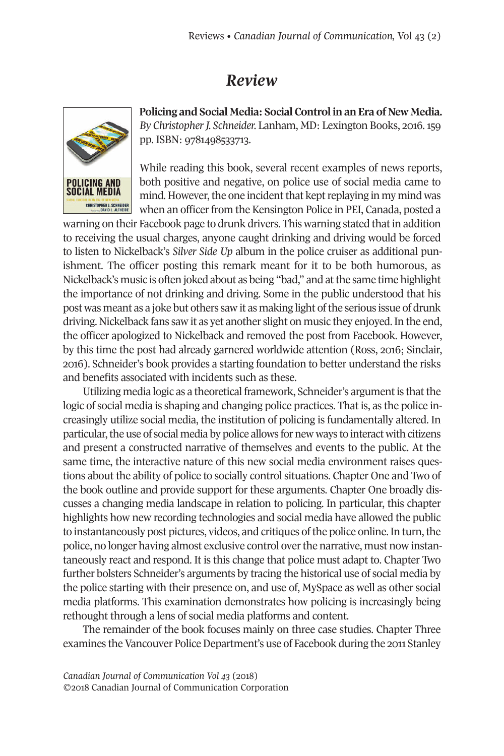# *Review*

**Policing and Social Media: Social Control in an Era of New Media.** *By Christopher J. Schneider.* Lanham, MD: Lexington Books, 2016. 159 pp. ISBN: 9781498533713.

While reading this book, several recent examples of news reports, both positive and negative, on police use of social media came to mind. However, the one incident that kept replaying in my mind was when an officer from the Kensington Police in PEI, Canada, posted a warning on their Facebook page to drunk drivers. This warning stated that in addition to receiving the usual charges, anyone caught drinking and driving would be forced to listen to Nickelback's *Silver Side Up* album in the police cruiser as additional punishment. The officer posting this remark meant for it to be both humorous, as Nickelback's music is often joked about as being "bad," and at the same time highlight the importance of not drinking and driving. Some in the public understood that his post was meant as a joke but others saw it as making light of the serious issue of drunk driving. Nickelback fans saw it as yet another slight on music they enjoyed. In the end, the officer apologized to Nickelback and removed the post from Facebook. However, by this time the post had already garnered worldwide attention (Ross, 2016; Sinclair, 2016). Schneider's book provides a starting foundation to better understand the risks and benefits associated with incidents such as these.

Utilizing media logic as a theoretical framework, Schneider's argument is that the logic of social media is shaping and changing police practices. That is, as the police increasingly utilize social media, the institution of policing is fundamentally altered. In particular, the use of social media by police allows for new ways to interact with citizens and present a constructed narrative of themselves and events to the public. At the same time, the interactive nature of this new social media environment raises questions about the ability of police to socially control situations. Chapter One and Two of the book outline and provide support for these arguments. Chapter One broadly discusses a changing media landscape in relation to policing. In particular, this chapter highlights how new recording technologies and social media have allowed the public to instantaneously post pictures, videos, and critiques of the police online. In turn, the police, no longer having almost exclusive control over the narrative, must now instantaneously react and respond. It is this change that police must adapt to. Chapter Two further bolsters Schneider's arguments by tracing the historical use of social media by the police starting with their presence on, and use of, MySpace as well as other social media platforms. This examination demonstrates how policing is increasingly being rethought through a lens of social media platforms and content.

The remainder of the book focuses mainly on three case studies. Chapter Three examines the Vancouver Police Department's use of Facebook during the 2011 Stanley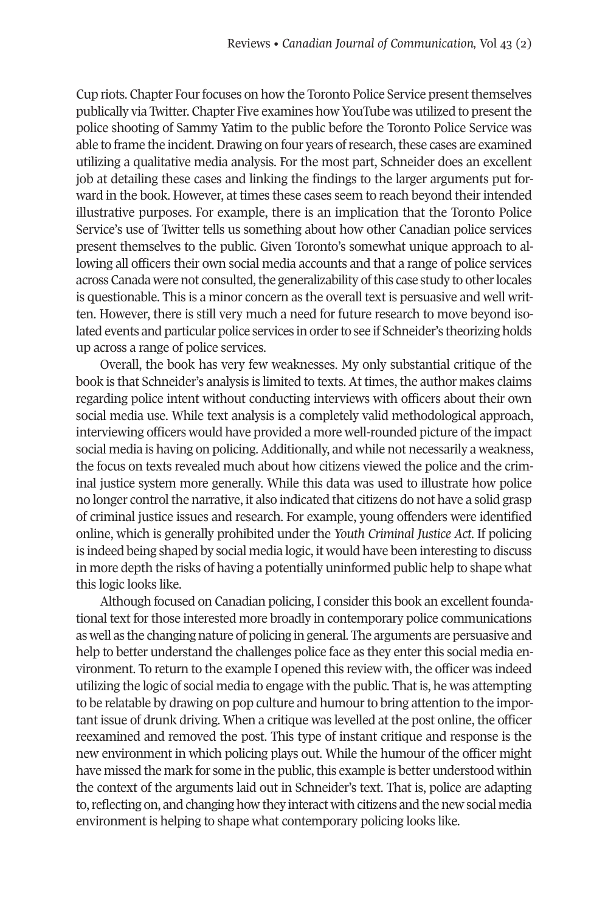Cup riots. Chapter Four focuses on how the Toronto Police Service present themselves publically via Twitter. Chapter Five examines how YouTube was utilized to present the police shooting of Sammy Yatim to the public before the Toronto Police Service was able to frame the incident. Drawing on four years of research, these cases are examined utilizing a qualitative media analysis. For the most part, Schneider does an excellent job at detailing these cases and linking the findings to the larger arguments put forward in the book. However, at times these cases seem to reach beyond their intended illustrative purposes. For example, there is an implication that the Toronto Police Service's use of Twitter tells us something about how other Canadian police services present themselves to the public. Given Toronto's somewhat unique approach to allowing all officers their own social media accounts and that a range of police services across Canada were not consulted, the generalizability of this case study to other locales is questionable. This is a minor concern as the overall text is persuasive and well written. However, there is still very much a need for future research to move beyond isolated events and particular police services in order to see if Schneider's theorizing holds up across a range of police services.

Overall, the book has very few weaknesses. My only substantial critique of the book is that Schneider's analysis is limited to texts. At times, the author makes claims regarding police intent without conducting interviews with officers about their own social media use. While text analysis is a completely valid methodological approach, interviewing officers would have provided a more well-rounded picture of the impact social media is having on policing. Additionally, and while not necessarily a weakness, the focus on texts revealed much about how citizens viewed the police and the criminal justice system more generally. While this data was used to illustrate how police no longer control the narrative, it also indicated that citizens do not have a solid grasp of criminal justice issues and research. For example, young offenders were identified online, which is generally prohibited under the *Youth Criminal Justice Act*. If policing is indeed being shaped by social media logic, it would have been interesting to discuss in more depth the risks of having a potentially uninformed public help to shape what this logic looks like.

Although focused on Canadian policing, I consider this book an excellent foundational text for those interested more broadly in contemporary police communications as well as the changing nature of policing in general. The arguments are persuasive and help to better understand the challenges police face as they enter this social media environment. To return to the example I opened this review with, the officer was indeed utilizing the logic of social media to engage with the public. That is, he was attempting to be relatable by drawing on pop culture and humour to bring attention to the important issue of drunk driving. When a critique was levelled at the post online, the officer reexamined and removed the post. This type of instant critique and response is the new environment in which policing plays out. While the humour of the officer might have missed the mark for some in the public, this example is better understood within the context of the arguments laid out in Schneider's text. That is, police are adapting to, reflecting on, and changing how they interact with citizens and the new social media environment is helping to shape what contemporary policing looks like.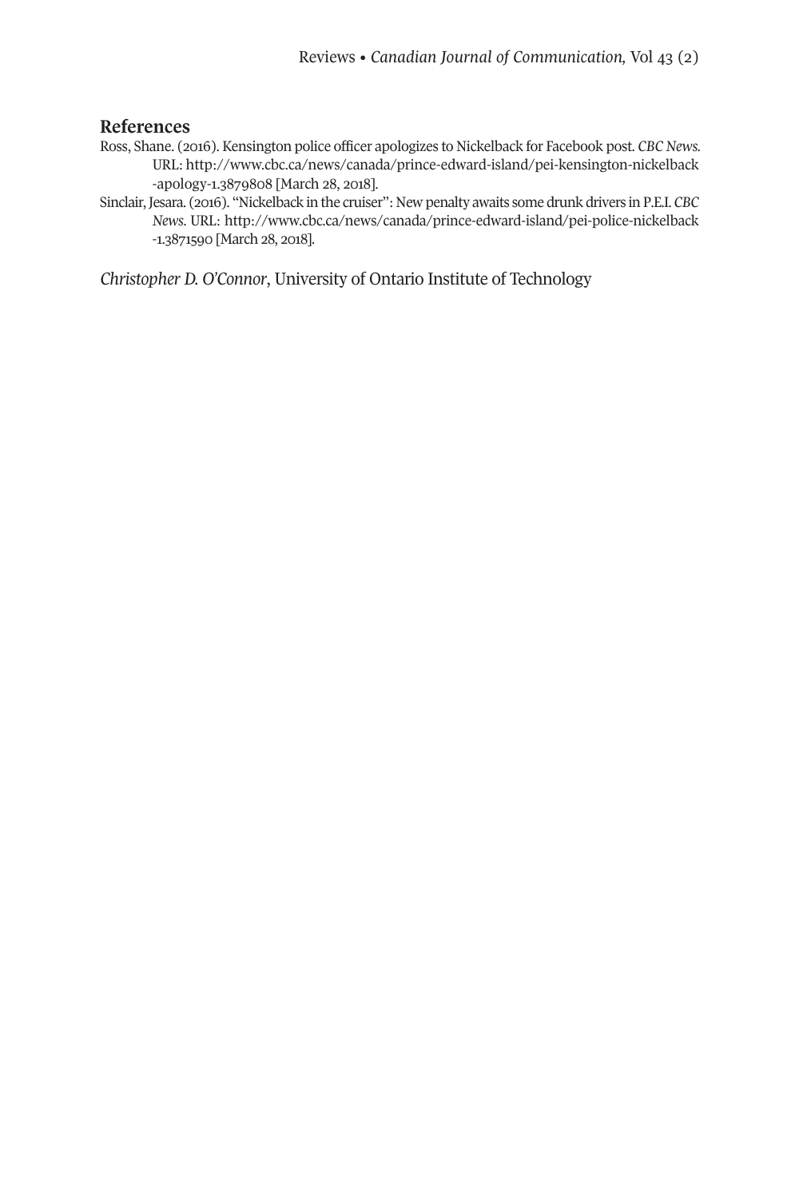## References

Ross, Shane. (2016). Kensington police officer apologizes to Nickelback for Facebook post. *CBC News*. URL: http://www.cbc.ca/news/canada/prince-edward-island/pei-kensington-nickelback-apology-1.3879808 [March 28, 2018].

Sinclair, Jesara. (2016). "Nickelback in the cruiser": New penalty awaits some drunk drivers in P.E.I. *CBC News*. URL: http://www.cbc.ca/news/canada/prince-edward-island/pei-police-nickelback-1.3871590 [March 28, 2018].

*Christopher D. O'Connor*, University of Ontario Institute of Technology